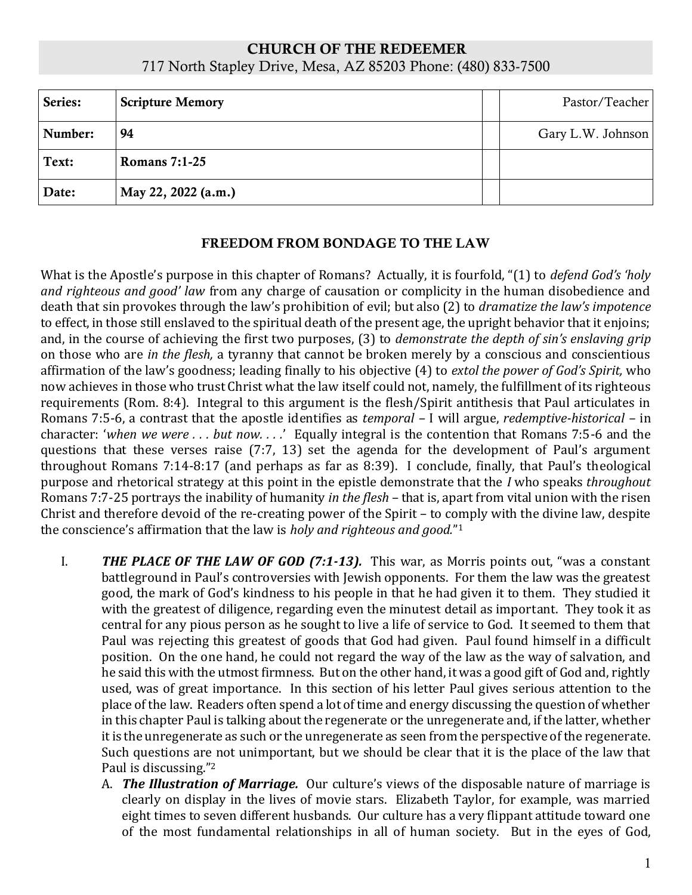**CHURCH OF THE REDEEMER**
717 North Stapley Drive, Mesa, AZ 85203 Phone: (480) 833-7500

| | | | |
|---|---|---|---|
| **Series:** | **Scripture Memory** | | Pastor/Teacher |
| **Number:** | **94** | | Gary L.W. Johnson |
| **Text:** | **Romans 7:1-25** | | |
| **Date:** | **May 22, 2022 (a.m.)** | | |

## FREEDOM FROM BONDAGE TO THE LAW

What is the Apostle's purpose in this chapter of Romans? Actually, it is fourfold, "(1) to *defend God's 'holy and righteous and good' law* from any charge of causation or complicity in the human disobedience and death that sin provokes through the law's prohibition of evil; but also (2) to *dramatize the law's impotence* to effect, in those still enslaved to the spiritual death of the present age, the upright behavior that it enjoins; and, in the course of achieving the first two purposes, (3) to *demonstrate the depth of sin's enslaving grip* on those who are *in the flesh,* a tyranny that cannot be broken merely by a conscious and conscientious affirmation of the law's goodness; leading finally to his objective (4) to *extol the power of God's Spirit,* who now achieves in those who trust Christ what the law itself could not, namely, the fulfillment of its righteous requirements (Rom. 8:4). Integral to this argument is the flesh/Spirit antithesis that Paul articulates in Romans 7:5-6, a contrast that the apostle identifies as *temporal* – I will argue, *redemptive-historical* – in character: '*when we were . . . but now. . . .*' Equally integral is the contention that Romans 7:5-6 and the questions that these verses raise (7:7, 13) set the agenda for the development of Paul's argument throughout Romans 7:14-8:17 (and perhaps as far as 8:39). I conclude, finally, that Paul's theological purpose and rhetorical strategy at this point in the epistle demonstrate that the *I* who speaks *throughout* Romans 7:7-25 portrays the inability of humanity *in the flesh* – that is, apart from vital union with the risen Christ and therefore devoid of the re-creating power of the Spirit – to comply with the divine law, despite the conscience's affirmation that the law is *holy and righteous and good.*"[1]

I. ***THE PLACE OF THE LAW OF GOD (7:1-13).*** This war, as Morris points out, "was a constant battleground in Paul's controversies with Jewish opponents. For them the law was the greatest good, the mark of God's kindness to his people in that he had given it to them. They studied it with the greatest of diligence, regarding even the minutest detail as important. They took it as central for any pious person as he sought to live a life of service to God. It seemed to them that Paul was rejecting this greatest of goods that God had given. Paul found himself in a difficult position. On the one hand, he could not regard the way of the law as the way of salvation, and he said this with the utmost firmness. But on the other hand, it was a good gift of God and, rightly used, was of great importance. In this section of his letter Paul gives serious attention to the place of the law. Readers often spend a lot of time and energy discussing the question of whether in this chapter Paul is talking about the regenerate or the unregenerate and, if the latter, whether it is the unregenerate as such or the unregenerate as seen from the perspective of the regenerate. Such questions are not unimportant, but we should be clear that it is the place of the law that Paul is discussing."[2]

   A. ***The Illustration of Marriage.*** Our culture's views of the disposable nature of marriage is clearly on display in the lives of movie stars. Elizabeth Taylor, for example, was married eight times to seven different husbands. Our culture has a very flippant attitude toward one of the most fundamental relationships in all of human society. But in the eyes of God,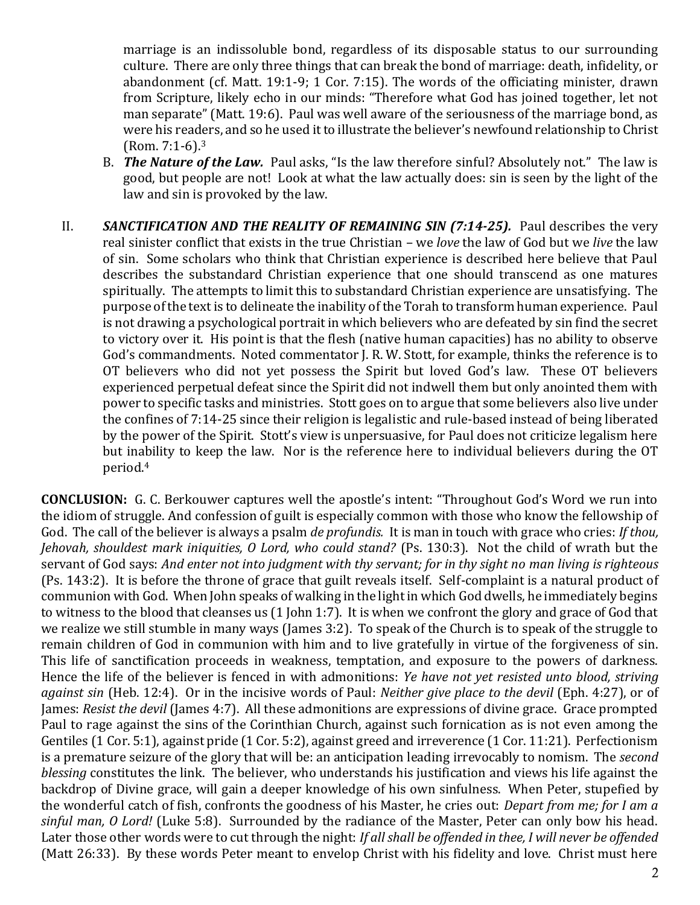marriage is an indissoluble bond, regardless of its disposable status to our surrounding culture. There are only three things that can break the bond of marriage: death, infidelity, or abandonment (cf. Matt. 19:1-9; 1 Cor. 7:15). The words of the officiating minister, drawn from Scripture, likely echo in our minds: "Therefore what God has joined together, let not man separate" (Matt. 19:6). Paul was well aware of the seriousness of the marriage bond, as were his readers, and so he used it to illustrate the believer's newfound relationship to Christ (Rom. 7:1-6).[3]

B. ***The Nature of the Law.*** Paul asks, "Is the law therefore sinful? Absolutely not." The law is good, but people are not! Look at what the law actually does: sin is seen by the light of the law and sin is provoked by the law.

II. ***SANCTIFICATION AND THE REALITY OF REMAINING SIN (7:14-25).*** Paul describes the very real sinister conflict that exists in the true Christian – we *love* the law of God but we *live* the law of sin. Some scholars who think that Christian experience is described here believe that Paul describes the substandard Christian experience that one should transcend as one matures spiritually. The attempts to limit this to substandard Christian experience are unsatisfying. The purpose of the text is to delineate the inability of the Torah to transform human experience. Paul is not drawing a psychological portrait in which believers who are defeated by sin find the secret to victory over it. His point is that the flesh (native human capacities) has no ability to observe God's commandments. Noted commentator J. R. W. Stott, for example, thinks the reference is to OT believers who did not yet possess the Spirit but loved God's law. These OT believers experienced perpetual defeat since the Spirit did not indwell them but only anointed them with power to specific tasks and ministries. Stott goes on to argue that some believers also live under the confines of 7:14-25 since their religion is legalistic and rule-based instead of being liberated by the power of the Spirit. Stott's view is unpersuasive, for Paul does not criticize legalism here but inability to keep the law. Nor is the reference here to individual believers during the OT period.[4]

**CONCLUSION:** G. C. Berkouwer captures well the apostle's intent: "Throughout God's Word we run into the idiom of struggle. And confession of guilt is especially common with those who know the fellowship of God. The call of the believer is always a psalm *de profundis.* It is man in touch with grace who cries: *If thou, Jehovah, shouldest mark iniquities, O Lord, who could stand?* (Ps. 130:3). Not the child of wrath but the servant of God says: *And enter not into judgment with thy servant; for in thy sight no man living is righteous* (Ps. 143:2). It is before the throne of grace that guilt reveals itself. Self-complaint is a natural product of communion with God. When John speaks of walking in the light in which God dwells, he immediately begins to witness to the blood that cleanses us (1 John 1:7). It is when we confront the glory and grace of God that we realize we still stumble in many ways (James 3:2). To speak of the Church is to speak of the struggle to remain children of God in communion with him and to live gratefully in virtue of the forgiveness of sin. This life of sanctification proceeds in weakness, temptation, and exposure to the powers of darkness. Hence the life of the believer is fenced in with admonitions: *Ye have not yet resisted unto blood, striving against sin* (Heb. 12:4). Or in the incisive words of Paul: *Neither give place to the devil* (Eph. 4:27), or of James: *Resist the devil* (James 4:7). All these admonitions are expressions of divine grace. Grace prompted Paul to rage against the sins of the Corinthian Church, against such fornication as is not even among the Gentiles (1 Cor. 5:1), against pride (1 Cor. 5:2), against greed and irreverence (1 Cor. 11:21). Perfectionism is a premature seizure of the glory that will be: an anticipation leading irrevocably to nomism. The *second blessing* constitutes the link. The believer, who understands his justification and views his life against the backdrop of Divine grace, will gain a deeper knowledge of his own sinfulness. When Peter, stupefied by the wonderful catch of fish, confronts the goodness of his Master, he cries out: *Depart from me; for I am a sinful man, O Lord!* (Luke 5:8). Surrounded by the radiance of the Master, Peter can only bow his head. Later those other words were to cut through the night: *If all shall be offended in thee, I will never be offended* (Matt 26:33). By these words Peter meant to envelop Christ with his fidelity and love. Christ must here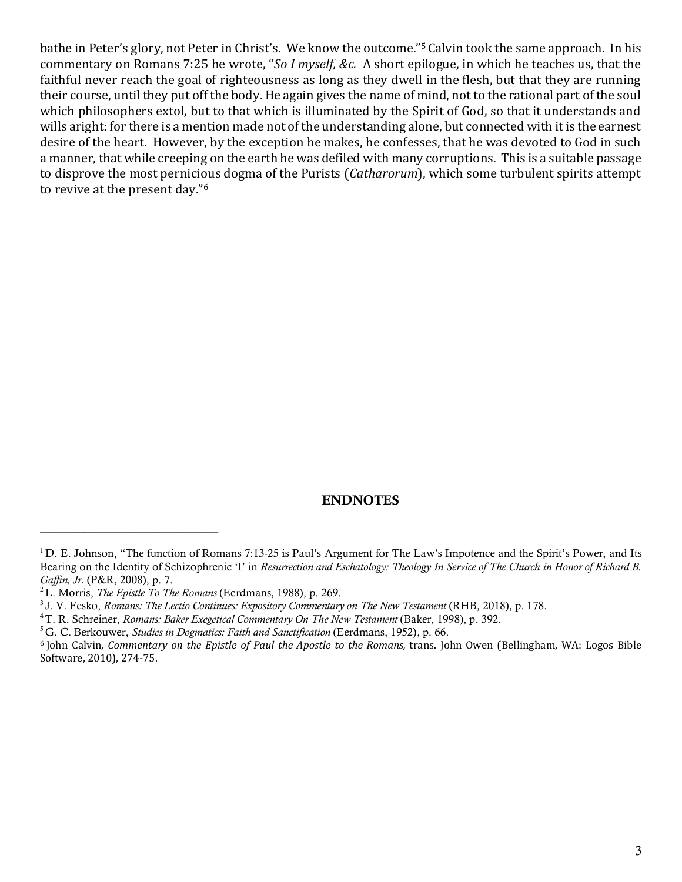bathe in Peter's glory, not Peter in Christ's. We know the outcome."[5] Calvin took the same approach. In his commentary on Romans 7:25 he wrote, "*So I myself, &c.* A short epilogue, in which he teaches us, that the faithful never reach the goal of righteousness as long as they dwell in the flesh, but that they are running their course, until they put off the body. He again gives the name of mind, not to the rational part of the soul which philosophers extol, but to that which is illuminated by the Spirit of God, so that it understands and wills aright: for there is a mention made not of the understanding alone, but connected with it is the earnest desire of the heart. However, by the exception he makes, he confesses, that he was devoted to God in such a manner, that while creeping on the earth he was defiled with many corruptions. This is a suitable passage to disprove the most pernicious dogma of the Purists (*Catharorum*), which some turbulent spirits attempt to revive at the present day."[6]

## ENDNOTES

---

[1] D. E. Johnson, "The function of Romans 7:13-25 is Paul's Argument for The Law's Impotence and the Spirit's Power, and Its Bearing on the Identity of Schizophrenic 'I' in *Resurrection and Eschatology: Theology In Service of The Church in Honor of Richard B. Gaffin, Jr.* (P&R, 2008), p. 7.

[2] L. Morris, *The Epistle To The Romans* (Eerdmans, 1988), p. 269.

[3] J. V. Fesko, *Romans: The Lectio Continues: Expository Commentary on The New Testament* (RHB, 2018), p. 178.

[4] T. R. Schreiner, *Romans: Baker Exegetical Commentary On The New Testament* (Baker, 1998), p. 392.

[5] G. C. Berkouwer, *Studies in Dogmatics: Faith and Sanctification* (Eerdmans, 1952), p. 66.

[6] John Calvin, *Commentary on the Epistle of Paul the Apostle to the Romans,* trans. John Owen (Bellingham, WA: Logos Bible Software, 2010), 274-75.